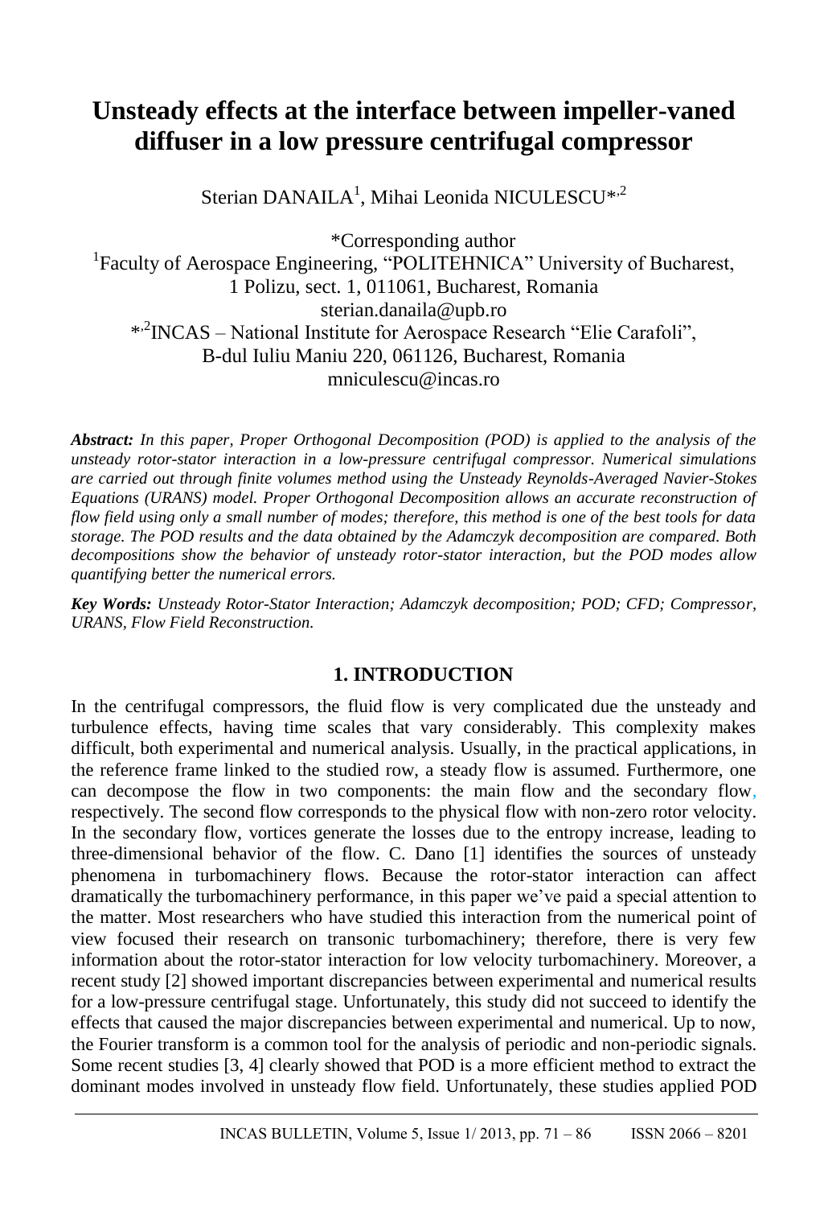# Unsteady effects at the interface between impeller-vaned diffuser in a low pressure centrifugal compressor

Sterian DANAILA[1], Mihai Leonida NICULESCU*,[2]

*Corresponding author

[1]Faculty of Aerospace Engineering, "POLITEHNICA" University of Bucharest,
1 Polizu, sect. 1, 011061, Bucharest, Romania
sterian.danaila@upb.ro

*,[2]INCAS – National Institute for Aerospace Research "Elie Carafoli",
B-dul Iuliu Maniu 220, 061126, Bucharest, Romania
mniculescu@incas.ro

***Abstract:*** *In this paper, Proper Orthogonal Decomposition (POD) is applied to the analysis of the unsteady rotor-stator interaction in a low-pressure centrifugal compressor. Numerical simulations are carried out through finite volumes method using the Unsteady Reynolds-Averaged Navier-Stokes Equations (URANS) model. Proper Orthogonal Decomposition allows an accurate reconstruction of flow field using only a small number of modes; therefore, this method is one of the best tools for data storage. The POD results and the data obtained by the Adamczyk decomposition are compared. Both decompositions show the behavior of unsteady rotor-stator interaction, but the POD modes allow quantifying better the numerical errors.*

***Key Words:*** *Unsteady Rotor-Stator Interaction; Adamczyk decomposition; POD; CFD; Compressor, URANS, Flow Field Reconstruction.*

## 1. INTRODUCTION

In the centrifugal compressors, the fluid flow is very complicated due the unsteady and turbulence effects, having time scales that vary considerably. This complexity makes difficult, both experimental and numerical analysis. Usually, in the practical applications, in the reference frame linked to the studied row, a steady flow is assumed. Furthermore, one can decompose the flow in two components: the main flow and the secondary flow, respectively. The second flow corresponds to the physical flow with non-zero rotor velocity. In the secondary flow, vortices generate the losses due to the entropy increase, leading to three-dimensional behavior of the flow. C. Dano [1] identifies the sources of unsteady phenomena in turbomachinery flows. Because the rotor-stator interaction can affect dramatically the turbomachinery performance, in this paper we've paid a special attention to the matter. Most researchers who have studied this interaction from the numerical point of view focused their research on transonic turbomachinery; therefore, there is very few information about the rotor-stator interaction for low velocity turbomachinery. Moreover, a recent study [2] showed important discrepancies between experimental and numerical results for a low-pressure centrifugal stage. Unfortunately, this study did not succeed to identify the effects that caused the major discrepancies between experimental and numerical. Up to now, the Fourier transform is a common tool for the analysis of periodic and non-periodic signals. Some recent studies [3, 4] clearly showed that POD is a more efficient method to extract the dominant modes involved in unsteady flow field. Unfortunately, these studies applied POD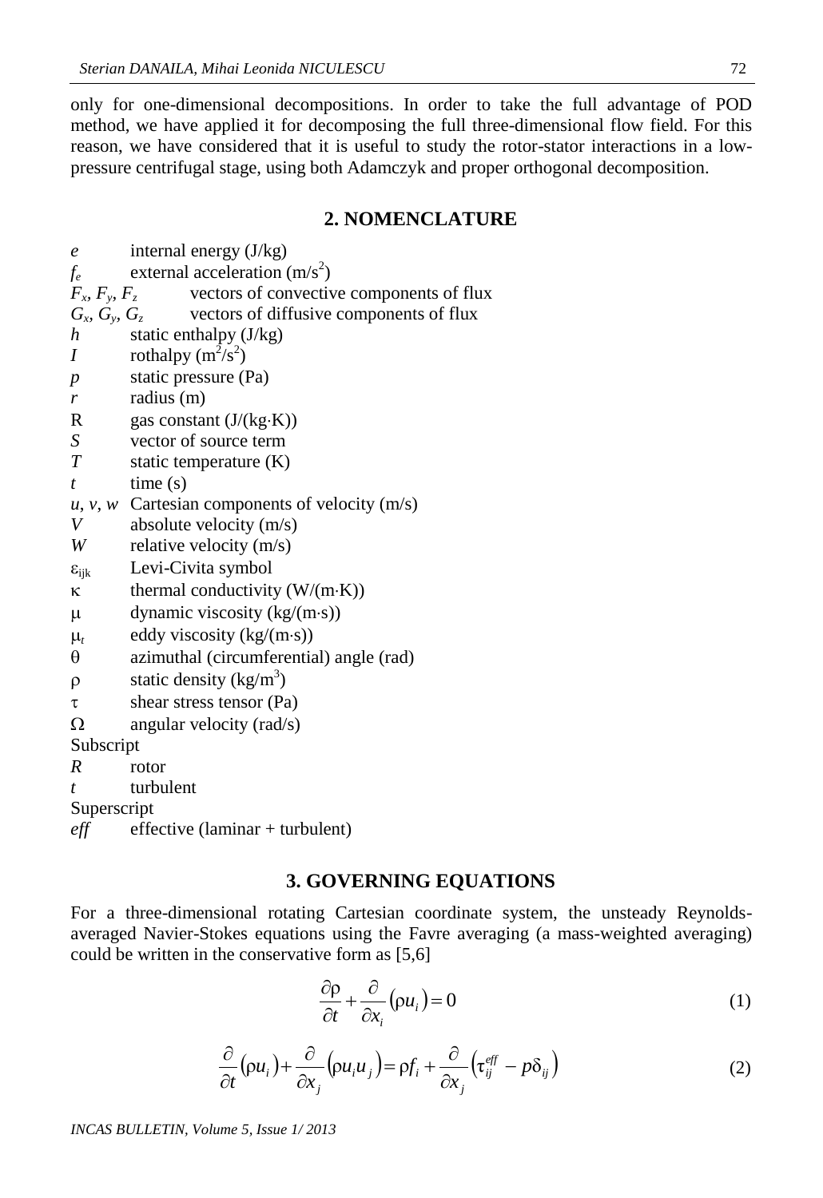only for one-dimensional decompositions. In order to take the full advantage of POD method, we have applied it for decomposing the full three-dimensional flow field. For this reason, we have considered that it is useful to study the rotor-stator interactions in a low-pressure centrifugal stage, using both Adamczyk and proper orthogonal decomposition.

## 2. NOMENCLATURE

$e$ internal energy (J/kg)

$f_e$ external acceleration (m/s$^2$)

$F_x$, $F_y$, $F_z$ vectors of convective components of flux

$G_x$, $G_y$, $G_z$ vectors of diffusive components of flux

$h$ static enthalpy (J/kg)

$I$ rothalpy (m$^2$/s$^2$)

$p$ static pressure (Pa)

$r$ radius (m)

R gas constant (J/(kg·K))

$S$ vector of source term

$T$ static temperature (K)

$t$ time (s)

$u$, $v$, $w$ Cartesian components of velocity (m/s)

$V$ absolute velocity (m/s)

$W$ relative velocity (m/s)

$\varepsilon_{ijk}$ Levi-Civita symbol

$\kappa$ thermal conductivity (W/(m·K))

$\mu$ dynamic viscosity (kg/(m·s))

$\mu_t$ eddy viscosity (kg/(m·s))

$\theta$ azimuthal (circumferential) angle (rad)

$\rho$ static density (kg/m$^3$)

$\tau$ shear stress tensor (Pa)

$\Omega$ angular velocity (rad/s)

Subscript

$R$ rotor

$t$ turbulent

Superscript

$eff$ effective (laminar + turbulent)

## 3. GOVERNING EQUATIONS

For a three-dimensional rotating Cartesian coordinate system, the unsteady Reynolds-averaged Navier-Stokes equations using the Favre averaging (a mass-weighted averaging) could be written in the conservative form as [5,6]

$$\frac{\partial \rho}{\partial t} + \frac{\partial}{\partial x_i}\left(\rho u_i\right) = 0 \tag{1}$$

$$\frac{\partial}{\partial t}\left(\rho u_i\right) + \frac{\partial}{\partial x_j}\left(\rho u_i u_j\right) = \rho f_i + \frac{\partial}{\partial x_j}\left(\tau_{ij}^{eff} - p\delta_{ij}\right) \tag{2}$$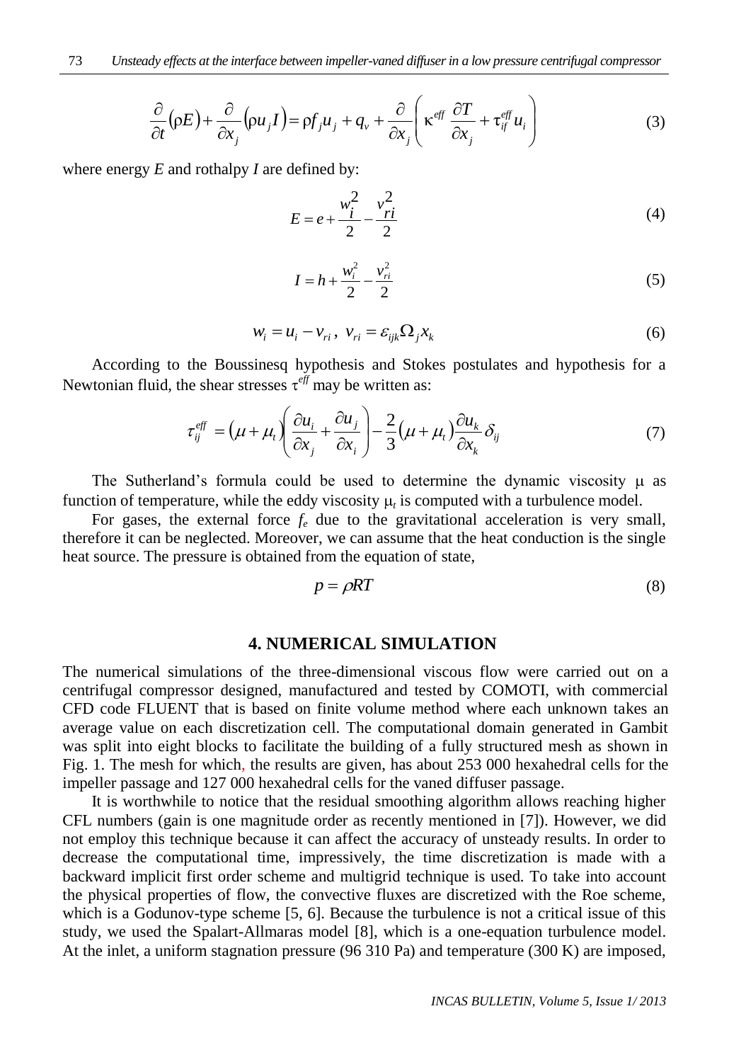$$\frac{\partial}{\partial t}(\rho E)+\frac{\partial}{\partial x_j}(\rho u_j I)=\rho f_j u_j + q_v + \frac{\partial}{\partial x_j}\left(\kappa^{eff}\frac{\partial T}{\partial x_j}+\tau_{if}^{eff}u_i\right) \tag{3}$$

where energy $E$ and rothalpy $I$ are defined by:

$$E = e + \frac{w_i^2}{2} - \frac{v_{ri}^2}{2} \tag{4}$$

$$I = h + \frac{w_i^2}{2} - \frac{v_{ri}^2}{2} \tag{5}$$

$$w_i = u_i - v_{ri}\,,\ v_{ri} = \varepsilon_{ijk}\Omega_j x_k \tag{6}$$

According to the Boussinesq hypothesis and Stokes postulates and hypothesis for a Newtonian fluid, the shear stresses $\tau^{eff}$ may be written as:

$$\tau_{ij}^{eff} = (\mu+\mu_t)\left(\frac{\partial u_i}{\partial x_j}+\frac{\partial u_j}{\partial x_i}\right) - \frac{2}{3}(\mu+\mu_t)\frac{\partial u_k}{\partial x_k}\delta_{ij} \tag{7}$$

The Sutherland's formula could be used to determine the dynamic viscosity $\mu$ as function of temperature, while the eddy viscosity $\mu_t$ is computed with a turbulence model.

For gases, the external force $f_e$ due to the gravitational acceleration is very small, therefore it can be neglected. Moreover, we can assume that the heat conduction is the single heat source. The pressure is obtained from the equation of state,

$$p = \rho RT \tag{8}$$

## 4. NUMERICAL SIMULATION

The numerical simulations of the three-dimensional viscous flow were carried out on a centrifugal compressor designed, manufactured and tested by COMOTI, with commercial CFD code FLUENT that is based on finite volume method where each unknown takes an average value on each discretization cell. The computational domain generated in Gambit was split into eight blocks to facilitate the building of a fully structured mesh as shown in Fig. 1. The mesh for which, the results are given, has about 253 000 hexahedral cells for the impeller passage and 127 000 hexahedral cells for the vaned diffuser passage.

It is worthwhile to notice that the residual smoothing algorithm allows reaching higher CFL numbers (gain is one magnitude order as recently mentioned in [7]). However, we did not employ this technique because it can affect the accuracy of unsteady results. In order to decrease the computational time, impressively, the time discretization is made with a backward implicit first order scheme and multigrid technique is used. To take into account the physical properties of flow, the convective fluxes are discretized with the Roe scheme, which is a Godunov-type scheme [5, 6]. Because the turbulence is not a critical issue of this study, we used the Spalart-Allmaras model [8], which is a one-equation turbulence model. At the inlet, a uniform stagnation pressure (96 310 Pa) and temperature (300 K) are imposed,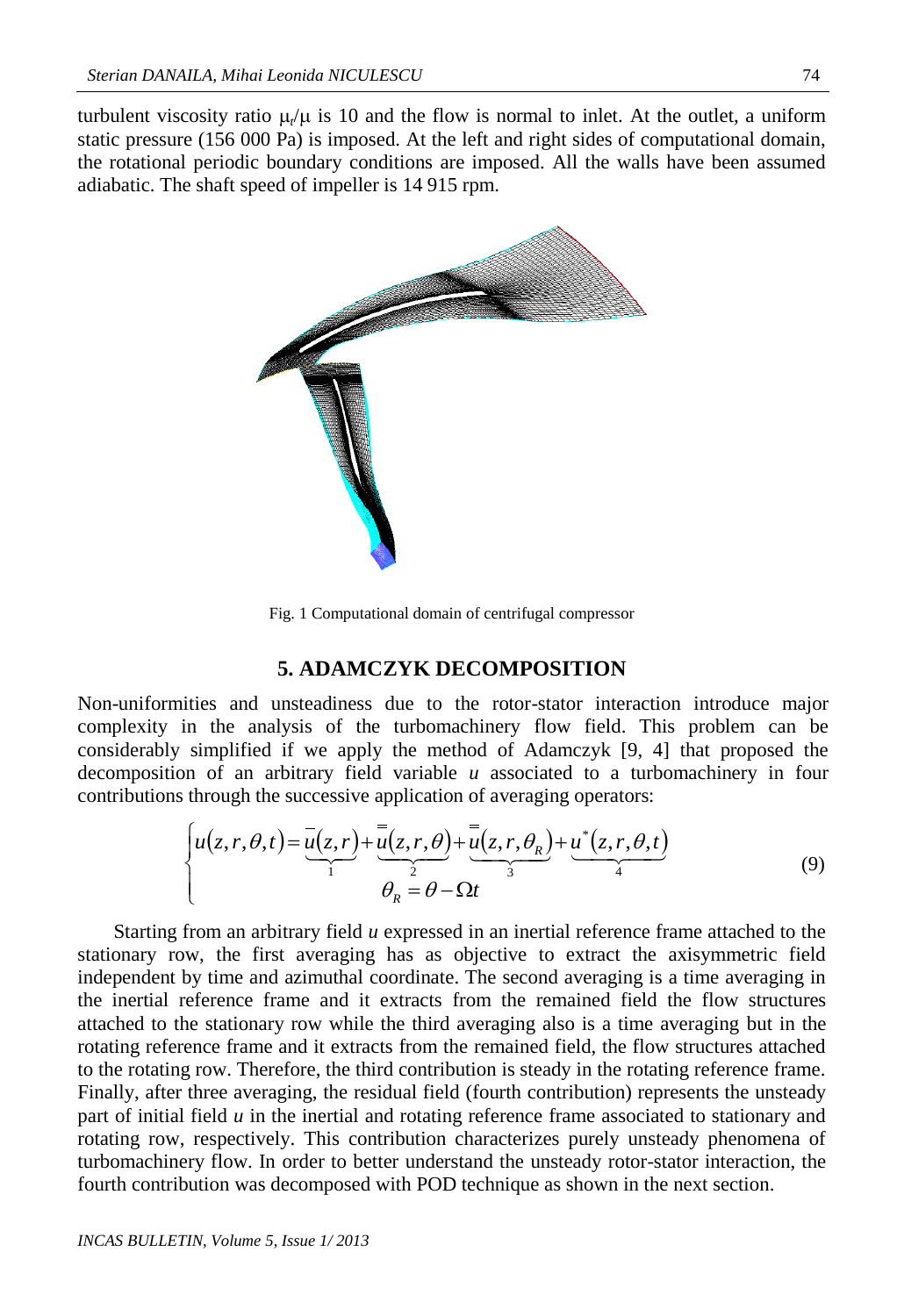turbulent viscosity ratio $\mu_t/\mu$ is 10 and the flow is normal to inlet. At the outlet, a uniform static pressure (156 000 Pa) is imposed. At the left and right sides of computational domain, the rotational periodic boundary conditions are imposed. All the walls have been assumed adiabatic. The shaft speed of impeller is 14 915 rpm.

Fig. 1 Computational domain of centrifugal compressor

## 5. ADAMCZYK DECOMPOSITION

Non-uniformities and unsteadiness due to the rotor-stator interaction introduce major complexity in the analysis of the turbomachinery flow field. This problem can be considerably simplified if we apply the method of Adamczyk [9, 4] that proposed the decomposition of an arbitrary field variable *u* associated to a turbomachinery in four contributions through the successive application of averaging operators:

$$\begin{cases} u(z,r,\theta,t) = \underbrace{\overline{u}(z,r)}_{1} + \underbrace{\overline{\overline{u}}(z,r,\theta)}_{2} + \underbrace{\overline{\overline{u}}(z,r,\theta_R)}_{3} + \underbrace{u^*(z,r,\theta,t)}_{4} \\ \theta_R = \theta - \Omega t \end{cases} \tag{9}$$

Starting from an arbitrary field *u* expressed in an inertial reference frame attached to the stationary row, the first averaging has as objective to extract the axisymmetric field independent by time and azimuthal coordinate. The second averaging is a time averaging in the inertial reference frame and it extracts from the remained field the flow structures attached to the stationary row while the third averaging also is a time averaging but in the rotating reference frame and it extracts from the remained field, the flow structures attached to the rotating row. Therefore, the third contribution is steady in the rotating reference frame. Finally, after three averaging, the residual field (fourth contribution) represents the unsteady part of initial field *u* in the inertial and rotating reference frame associated to stationary and rotating row, respectively. This contribution characterizes purely unsteady phenomena of turbomachinery flow. In order to better understand the unsteady rotor-stator interaction, the fourth contribution was decomposed with POD technique as shown in the next section.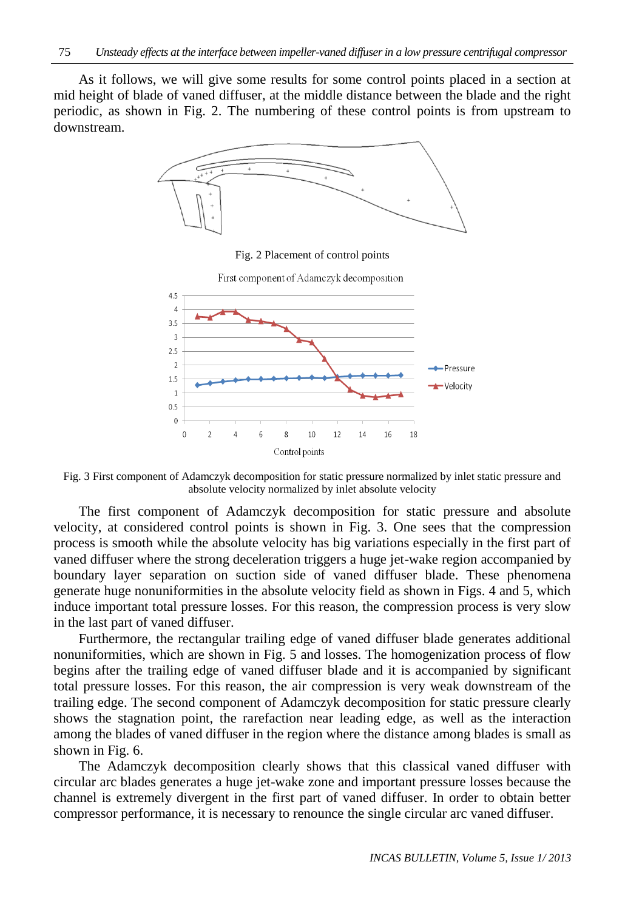As it follows, we will give some results for some control points placed in a section at mid height of blade of vaned diffuser, at the middle distance between the blade and the right periodic, as shown in Fig. 2. The numbering of these control points is from upstream to downstream.

Fig. 2 Placement of control points

First component of Adamczyk decomposition

4.5
4
3.5
3
2.5
2
1.5
1
0.5
0

0 2 4 6 8 10 12 14 16 18

Control points

Pressure
Velocity

Fig. 3 First component of Adamczyk decomposition for static pressure normalized by inlet static pressure and absolute velocity normalized by inlet absolute velocity

The first component of Adamczyk decomposition for static pressure and absolute velocity, at considered control points is shown in Fig. 3. One sees that the compression process is smooth while the absolute velocity has big variations especially in the first part of vaned diffuser where the strong deceleration triggers a huge jet-wake region accompanied by boundary layer separation on suction side of vaned diffuser blade. These phenomena generate huge nonuniformities in the absolute velocity field as shown in Figs. 4 and 5, which induce important total pressure losses. For this reason, the compression process is very slow in the last part of vaned diffuser.

Furthermore, the rectangular trailing edge of vaned diffuser blade generates additional nonuniformities, which are shown in Fig. 5 and losses. The homogenization process of flow begins after the trailing edge of vaned diffuser blade and it is accompanied by significant total pressure losses. For this reason, the air compression is very weak downstream of the trailing edge. The second component of Adamczyk decomposition for static pressure clearly shows the stagnation point, the rarefaction near leading edge, as well as the interaction among the blades of vaned diffuser in the region where the distance among blades is small as shown in Fig. 6.

The Adamczyk decomposition clearly shows that this classical vaned diffuser with circular arc blades generates a huge jet-wake zone and important pressure losses because the channel is extremely divergent in the first part of vaned diffuser. In order to obtain better compressor performance, it is necessary to renounce the single circular arc vaned diffuser.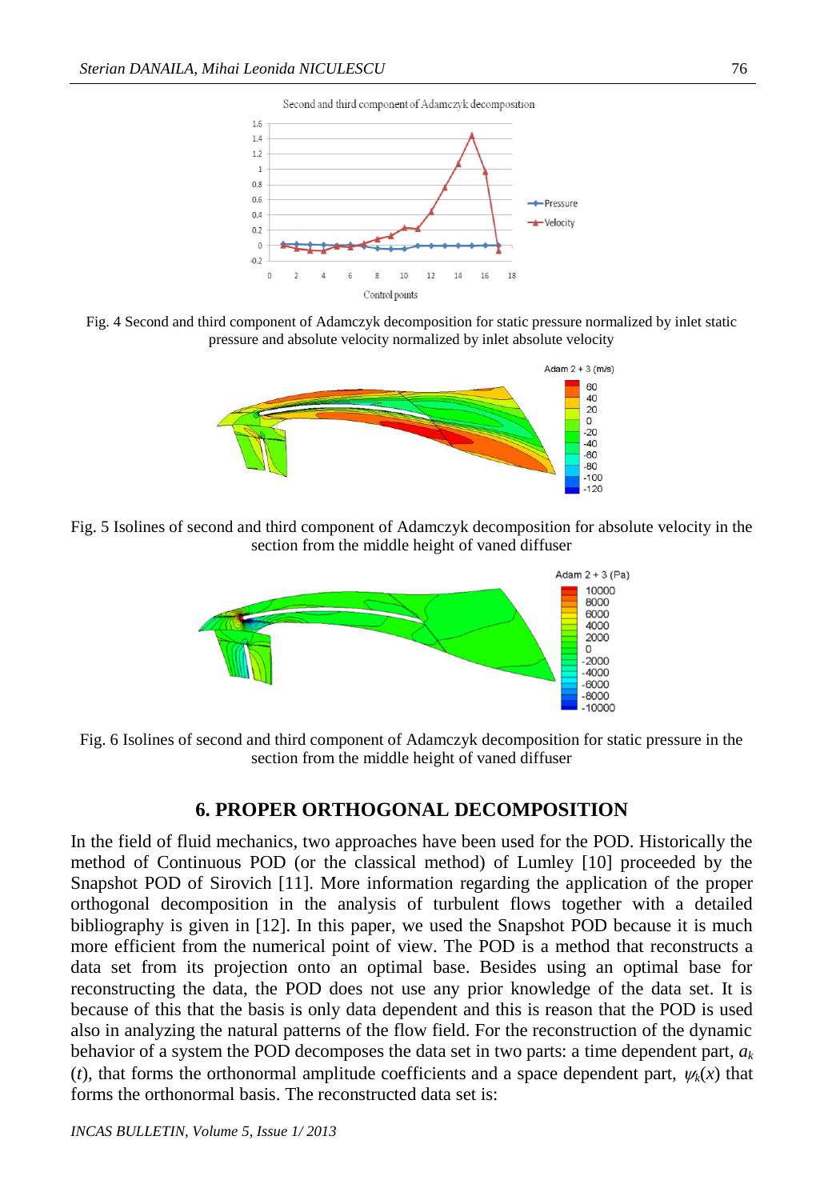Second and third component of Adamczyk decomposition

1.6
1.4
1.2
1
0.8
0.6
0.4
0.2
0
-0.2

0 2 4 6 8 10 12 14 16 18

Control points

Pressure
Velocity

Fig. 4 Second and third component of Adamczyk decomposition for static pressure normalized by inlet static pressure and absolute velocity normalized by inlet absolute velocity

Adam 2 + 3 (m/s)

60
40
20
0
-20
-40
-60
-80
-100
-120

Fig. 5 Isolines of second and third component of Adamczyk decomposition for absolute velocity in the section from the middle height of vaned diffuser

Adam 2 + 3 (Pa)

10000
8000
6000
4000
2000
0
-2000
-4000
-6000
-8000
-10000

Fig. 6 Isolines of second and third component of Adamczyk decomposition for static pressure in the section from the middle height of vaned diffuser

## 6. PROPER ORTHOGONAL DECOMPOSITION

In the field of fluid mechanics, two approaches have been used for the POD. Historically the method of Continuous POD (or the classical method) of Lumley [10] proceeded by the Snapshot POD of Sirovich [11]. More information regarding the application of the proper orthogonal decomposition in the analysis of turbulent flows together with a detailed bibliography is given in [12]. In this paper, we used the Snapshot POD because it is much more efficient from the numerical point of view. The POD is a method that reconstructs a data set from its projection onto an optimal base. Besides using an optimal base for reconstructing the data, the POD does not use any prior knowledge of the data set. It is because of this that the basis is only data dependent and this is reason that the POD is used also in analyzing the natural patterns of the flow field. For the reconstruction of the dynamic behavior of a system the POD decomposes the data set in two parts: a time dependent part, $a_k(t)$, that forms the orthonormal amplitude coefficients and a space dependent part, $\psi_k(x)$ that forms the orthonormal basis. The reconstructed data set is: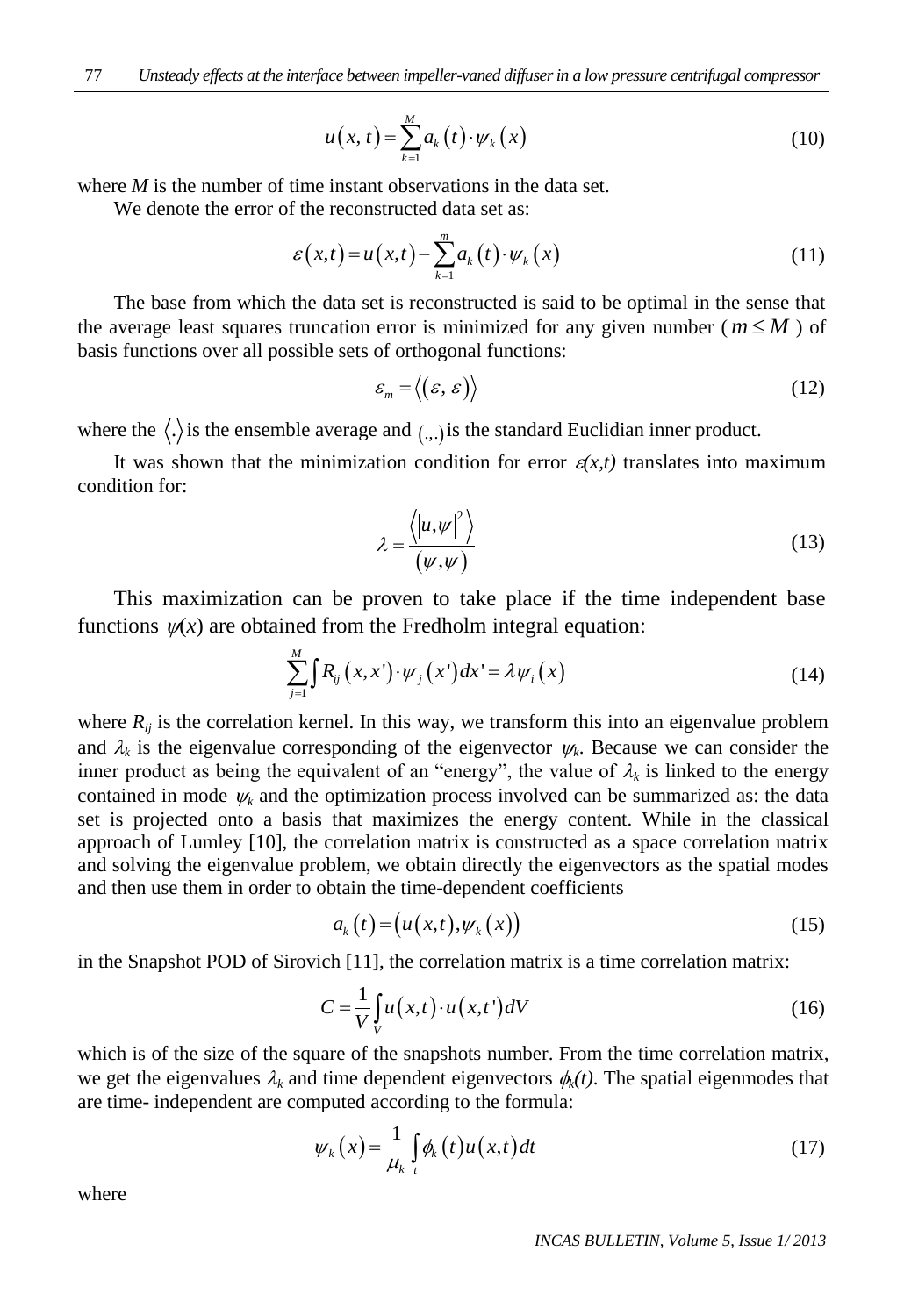$$u(x,t)=\sum_{k=1}^{M}a_k(t)\cdot\psi_k(x) \tag{10}$$

where $M$ is the number of time instant observations in the data set.

We denote the error of the reconstructed data set as:

$$\varepsilon(x,t)=u(x,t)-\sum_{k=1}^{m}a_k(t)\cdot\psi_k(x) \tag{11}$$

The base from which the data set is reconstructed is said to be optimal in the sense that the average least squares truncation error is minimized for any given number ( $m\le M$ ) of basis functions over all possible sets of orthogonal functions:

$$\varepsilon_m=\langle(\varepsilon,\varepsilon)\rangle \tag{12}$$

where the $\langle.\rangle$ is the ensemble average and $(.,.)$ is the standard Euclidian inner product.

It was shown that the minimization condition for error $\varepsilon(x,t)$ translates into maximum condition for:

$$\lambda=\frac{\left\langle |u,\psi|^2\right\rangle}{(\psi,\psi)} \tag{13}$$

This maximization can be proven to take place if the time independent base functions $\psi(x)$ are obtained from the Fredholm integral equation:

$$\sum_{j=1}^{M}\int R_{ij}(x,x')\cdot\psi_j(x')dx'=\lambda\psi_i(x) \tag{14}$$

where $R_{ij}$ is the correlation kernel. In this way, we transform this into an eigenvalue problem and $\lambda_k$ is the eigenvalue corresponding of the eigenvector $\psi_k$. Because we can consider the inner product as being the equivalent of an "energy", the value of $\lambda_k$ is linked to the energy contained in mode $\psi_k$ and the optimization process involved can be summarized as: the data set is projected onto a basis that maximizes the energy content. While in the classical approach of Lumley [10], the correlation matrix is constructed as a space correlation matrix and solving the eigenvalue problem, we obtain directly the eigenvectors as the spatial modes and then use them in order to obtain the time-dependent coefficients

$$a_k(t)=\left(u(x,t),\psi_k(x)\right) \tag{15}$$

in the Snapshot POD of Sirovich [11], the correlation matrix is a time correlation matrix:

$$C=\frac{1}{V}\int_V u(x,t)\cdot u(x,t')dV \tag{16}$$

which is of the size of the square of the snapshots number. From the time correlation matrix, we get the eigenvalues $\lambda_k$ and time dependent eigenvectors $\phi_k(t)$. The spatial eigenmodes that are time- independent are computed according to the formula:

$$\psi_k(x)=\frac{1}{\mu_k}\int_t\phi_k(t)u(x,t)dt \tag{17}$$

where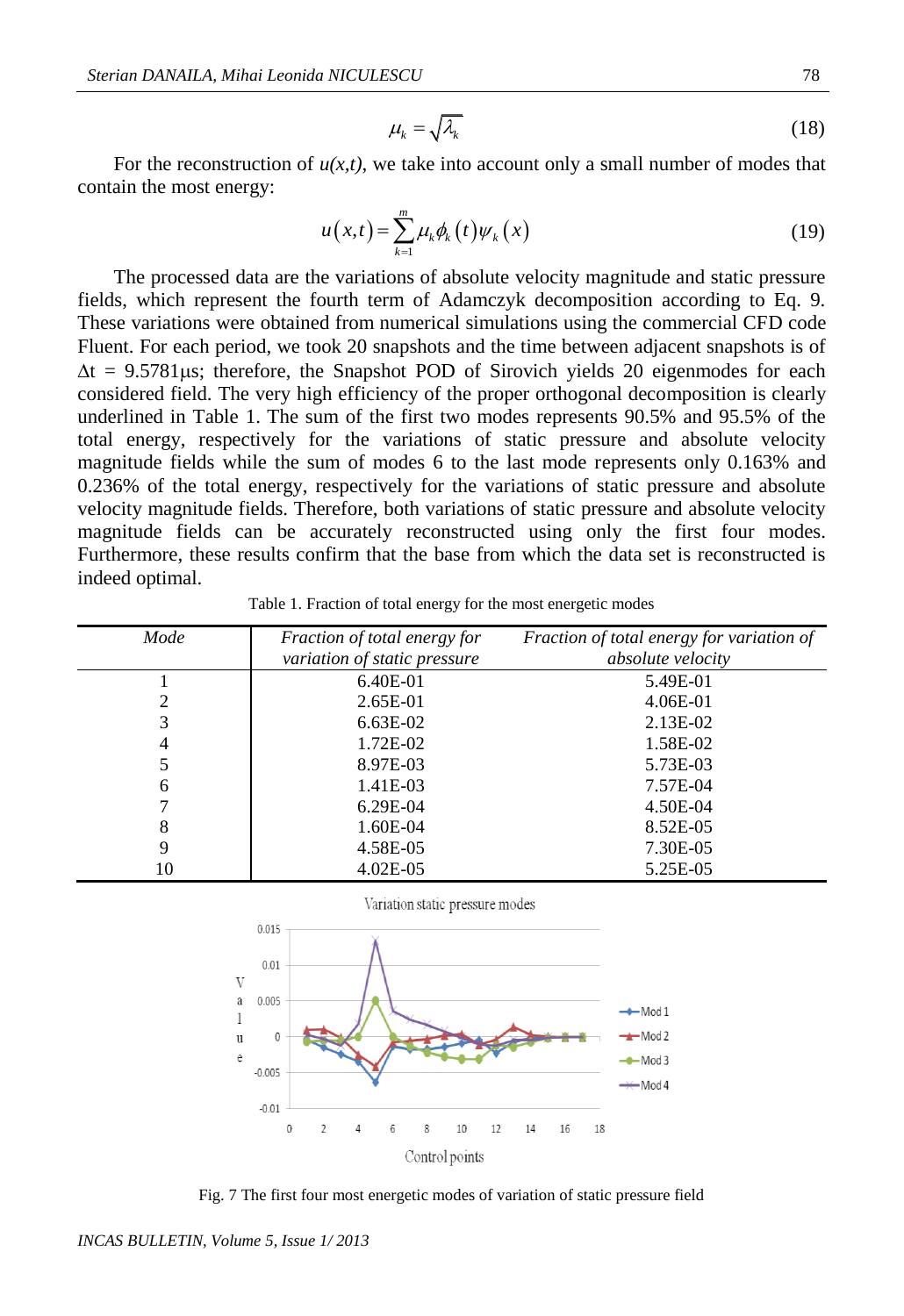$$\mu_k = \sqrt{\lambda_k} \tag{18}$$

For the reconstruction of $u(x,t)$, we take into account only a small number of modes that contain the most energy:

$$u(x,t) = \sum_{k=1}^{m} \mu_k \phi_k(t) \psi_k(x) \tag{19}$$

The processed data are the variations of absolute velocity magnitude and static pressure fields, which represent the fourth term of Adamczyk decomposition according to Eq. 9. These variations were obtained from numerical simulations using the commercial CFD code Fluent. For each period, we took 20 snapshots and the time between adjacent snapshots is of $\Delta t$ = 9.5781μs; therefore, the Snapshot POD of Sirovich yields 20 eigenmodes for each considered field. The very high efficiency of the proper orthogonal decomposition is clearly underlined in Table 1. The sum of the first two modes represents 90.5% and 95.5% of the total energy, respectively for the variations of static pressure and absolute velocity magnitude fields while the sum of modes 6 to the last mode represents only 0.163% and 0.236% of the total energy, respectively for the variations of static pressure and absolute velocity magnitude fields. Therefore, both variations of static pressure and absolute velocity magnitude fields can be accurately reconstructed using only the first four modes. Furthermore, these results confirm that the base from which the data set is reconstructed is indeed optimal.

Table 1. Fraction of total energy for the most energetic modes

| *Mode* | *Fraction of total energy for variation of static pressure* | *Fraction of total energy for variation of absolute velocity* |
|---|---|---|
| 1 | 6.40E-01 | 5.49E-01 |
| 2 | 2.65E-01 | 4.06E-01 |
| 3 | 6.63E-02 | 2.13E-02 |
| 4 | 1.72E-02 | 1.58E-02 |
| 5 | 8.97E-03 | 5.73E-03 |
| 6 | 1.41E-03 | 7.57E-04 |
| 7 | 6.29E-04 | 4.50E-04 |
| 8 | 1.60E-04 | 8.52E-05 |
| 9 | 4.58E-05 | 7.30E-05 |
| 10 | 4.02E-05 | 5.25E-05 |

Variation static pressure modes

Value

0.015
0.01
0.005
0
-0.005
-0.01

0 2 4 6 8 10 12 14 16 18

Control points

Mod 1
Mod 2
Mod 3
Mod 4

Fig. 7 The first four most energetic modes of variation of static pressure field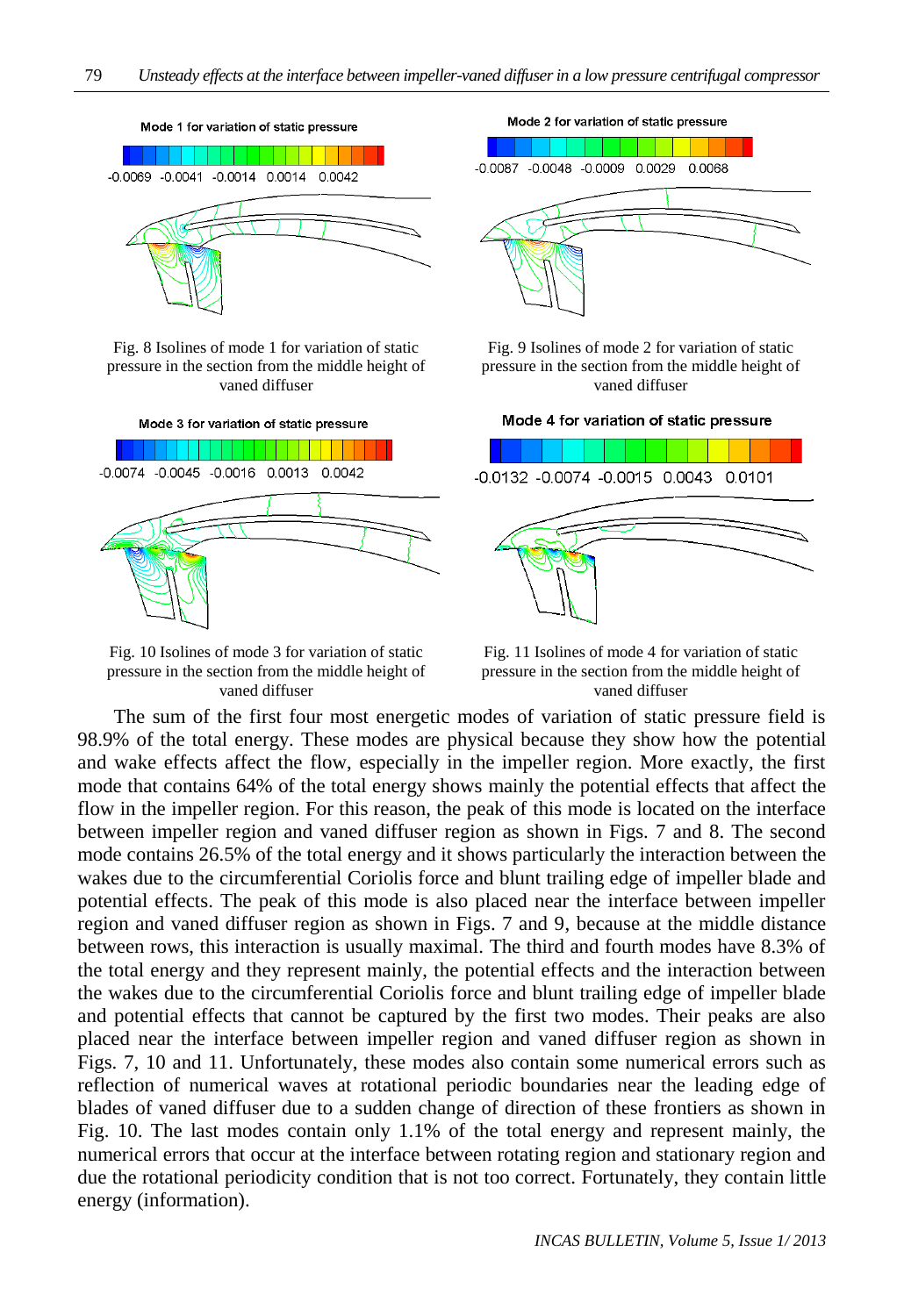Mode 1 for variation of static pressure

-0.0069 -0.0041 -0.0014 0.0014 0.0042

Fig. 8 Isolines of mode 1 for variation of static pressure in the section from the middle height of vaned diffuser

Mode 2 for variation of static pressure

-0.0087 -0.0048 -0.0009 0.0029 0.0068

Fig. 9 Isolines of mode 2 for variation of static pressure in the section from the middle height of vaned diffuser

Mode 3 for variation of static pressure

-0.0074 -0.0045 -0.0016 0.0013 0.0042

Fig. 10 Isolines of mode 3 for variation of static pressure in the section from the middle height of vaned diffuser

Mode 4 for variation of static pressure

-0.0132 -0.0074 -0.0015 0.0043 0.0101

Fig. 11 Isolines of mode 4 for variation of static pressure in the section from the middle height of vaned diffuser

The sum of the first four most energetic modes of variation of static pressure field is 98.9% of the total energy. These modes are physical because they show how the potential and wake effects affect the flow, especially in the impeller region. More exactly, the first mode that contains 64% of the total energy shows mainly the potential effects that affect the flow in the impeller region. For this reason, the peak of this mode is located on the interface between impeller region and vaned diffuser region as shown in Figs. 7 and 8. The second mode contains 26.5% of the total energy and it shows particularly the interaction between the wakes due to the circumferential Coriolis force and blunt trailing edge of impeller blade and potential effects. The peak of this mode is also placed near the interface between impeller region and vaned diffuser region as shown in Figs. 7 and 9, because at the middle distance between rows, this interaction is usually maximal. The third and fourth modes have 8.3% of the total energy and they represent mainly, the potential effects and the interaction between the wakes due to the circumferential Coriolis force and blunt trailing edge of impeller blade and potential effects that cannot be captured by the first two modes. Their peaks are also placed near the interface between impeller region and vaned diffuser region as shown in Figs. 7, 10 and 11. Unfortunately, these modes also contain some numerical errors such as reflection of numerical waves at rotational periodic boundaries near the leading edge of blades of vaned diffuser due to a sudden change of direction of these frontiers as shown in Fig. 10. The last modes contain only 1.1% of the total energy and represent mainly, the numerical errors that occur at the interface between rotating region and stationary region and due the rotational periodicity condition that is not too correct. Fortunately, they contain little energy (information).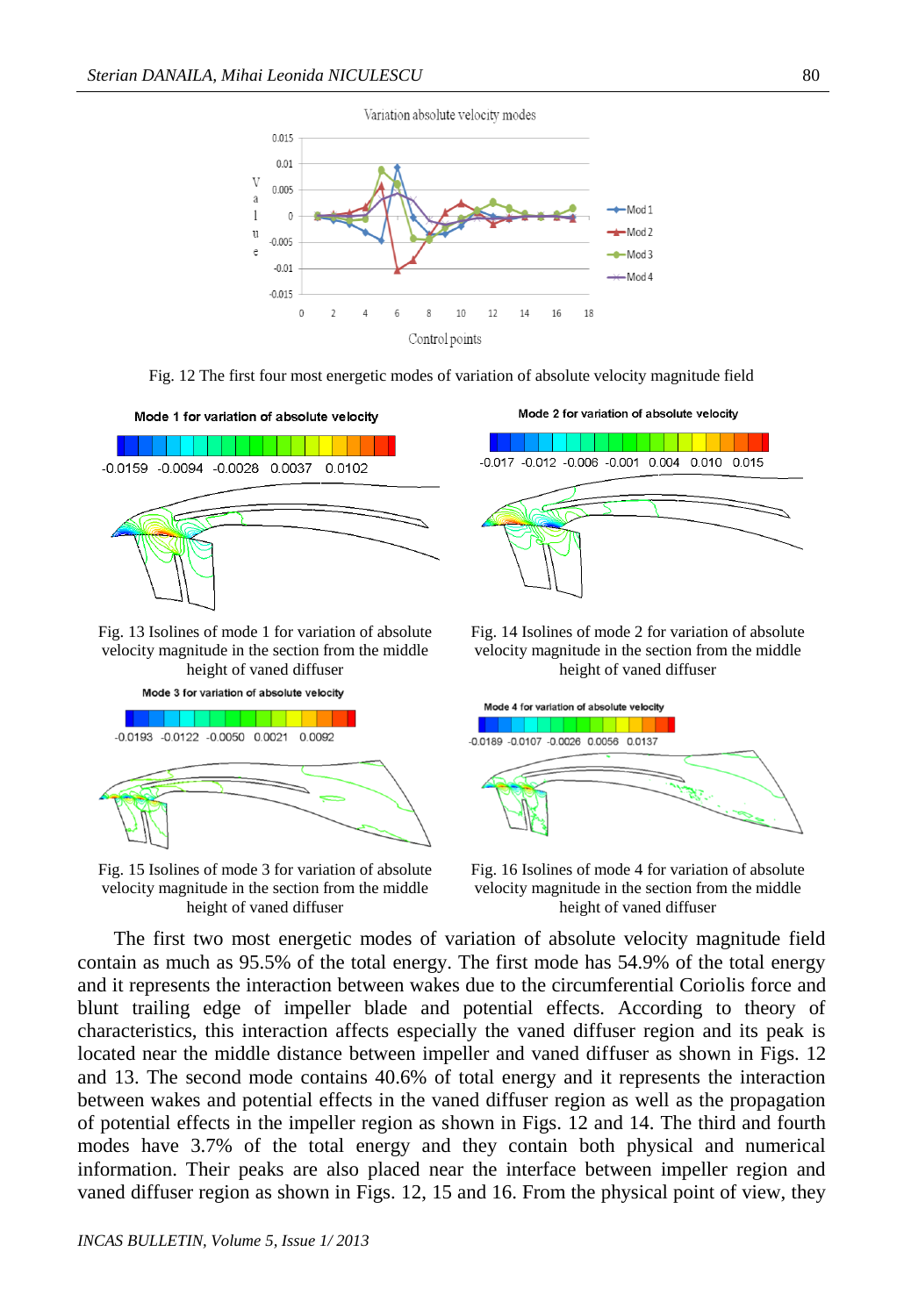Fig. 12 The first four most energetic modes of variation of absolute velocity magnitude field

Fig. 13 Isolines of mode 1 for variation of absolute velocity magnitude in the section from the middle height of vaned diffuser

Fig. 14 Isolines of mode 2 for variation of absolute velocity magnitude in the section from the middle height of vaned diffuser

Fig. 15 Isolines of mode 3 for variation of absolute velocity magnitude in the section from the middle height of vaned diffuser

Fig. 16 Isolines of mode 4 for variation of absolute velocity magnitude in the section from the middle height of vaned diffuser

The first two most energetic modes of variation of absolute velocity magnitude field contain as much as 95.5% of the total energy. The first mode has 54.9% of the total energy and it represents the interaction between wakes due to the circumferential Coriolis force and blunt trailing edge of impeller blade and potential effects. According to theory of characteristics, this interaction affects especially the vaned diffuser region and its peak is located near the middle distance between impeller and vaned diffuser as shown in Figs. 12 and 13. The second mode contains 40.6% of total energy and it represents the interaction between wakes and potential effects in the vaned diffuser region as well as the propagation of potential effects in the impeller region as shown in Figs. 12 and 14. The third and fourth modes have 3.7% of the total energy and they contain both physical and numerical information. Their peaks are also placed near the interface between impeller region and vaned diffuser region as shown in Figs. 12, 15 and 16. From the physical point of view, they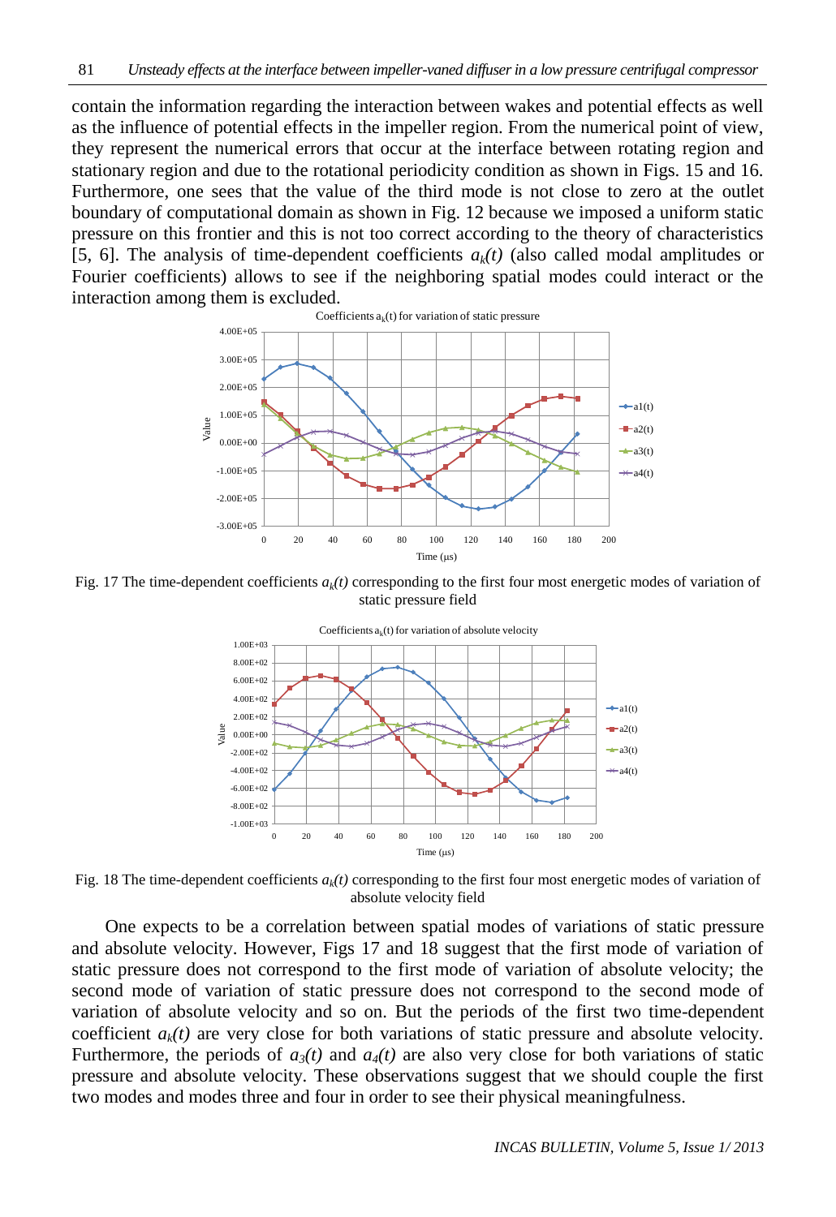contain the information regarding the interaction between wakes and potential effects as well as the influence of potential effects in the impeller region. From the numerical point of view, they represent the numerical errors that occur at the interface between rotating region and stationary region and due to the rotational periodicity condition as shown in Figs. 15 and 16. Furthermore, one sees that the value of the third mode is not close to zero at the outlet boundary of computational domain as shown in Fig. 12 because we imposed a uniform static pressure on this frontier and this is not too correct according to the theory of characteristics [5, 6]. The analysis of time-dependent coefficients $a_k(t)$ (also called modal amplitudes or Fourier coefficients) allows to see if the neighboring spatial modes could interact or the interaction among them is excluded.

Coefficients $a_k(t)$ for variation of static pressure

4.00E+05
3.00E+05
2.00E+05
1.00E+05
0.00E+00
-1.00E+05
-2.00E+05
-3.00E+05

Value

0 20 40 60 80 100 120 140 160 180 200

Time (μs)

a1(t)
a2(t)
a3(t)
a4(t)

Fig. 17 The time-dependent coefficients $a_k(t)$ corresponding to the first four most energetic modes of variation of static pressure field

Coefficients $a_k(t)$ for variation of absolute velocity

1.00E+03
8.00E+02
6.00E+02
4.00E+02
2.00E+02
0.00E+00
-2.00E+02
-4.00E+02
-6.00E+02
-8.00E+02
-1.00E+03

Value

0 20 40 60 80 100 120 140 160 180 200

Time (μs)

a1(t)
a2(t)
a3(t)
a4(t)

Fig. 18 The time-dependent coefficients $a_k(t)$ corresponding to the first four most energetic modes of variation of absolute velocity field

One expects to be a correlation between spatial modes of variations of static pressure and absolute velocity. However, Figs 17 and 18 suggest that the first mode of variation of static pressure does not correspond to the first mode of variation of absolute velocity; the second mode of variation of static pressure does not correspond to the second mode of variation of absolute velocity and so on. But the periods of the first two time-dependent coefficient $a_k(t)$ are very close for both variations of static pressure and absolute velocity. Furthermore, the periods of $a_3(t)$ and $a_4(t)$ are also very close for both variations of static pressure and absolute velocity. These observations suggest that we should couple the first two modes and modes three and four in order to see their physical meaningfulness.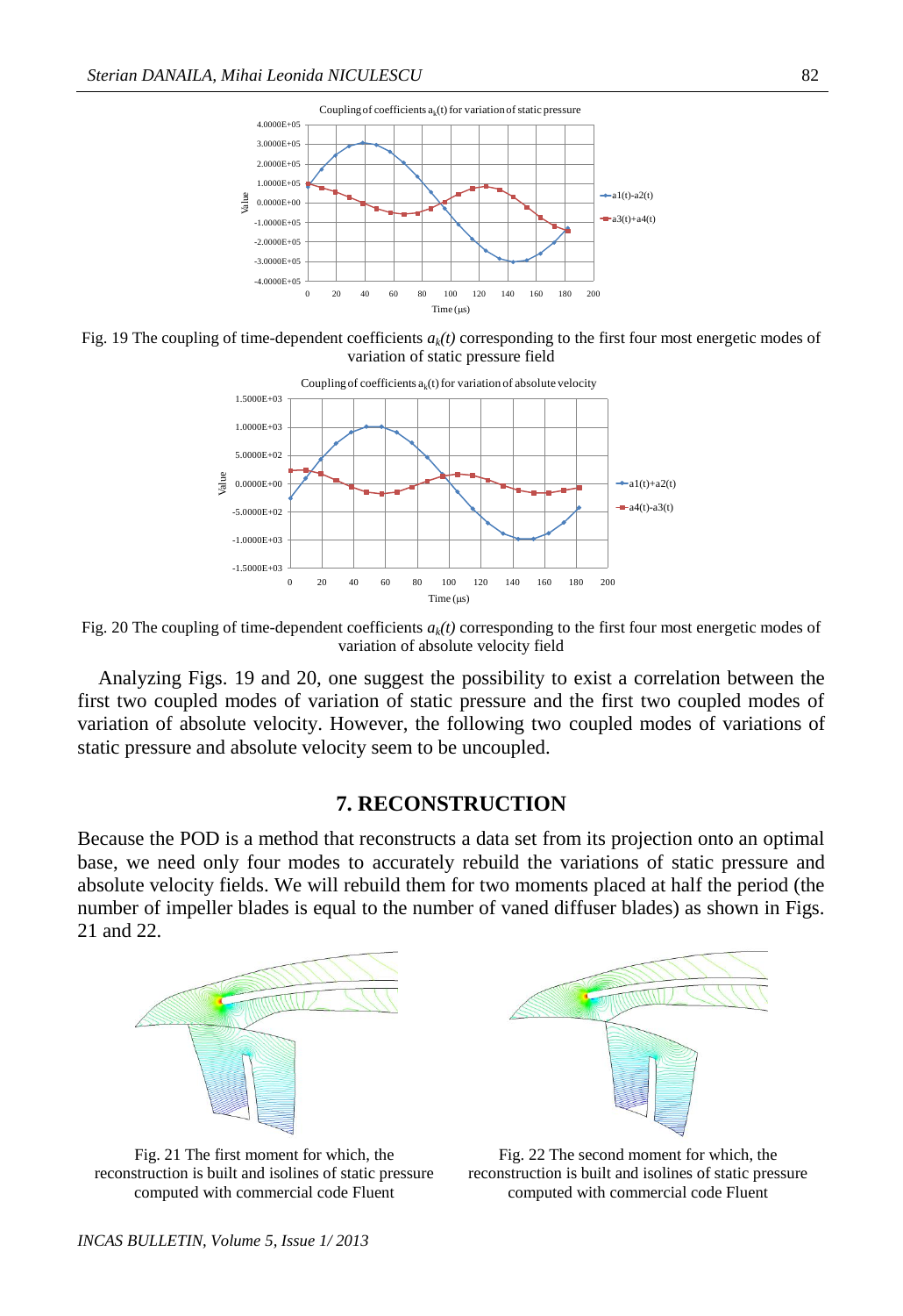Coupling of coefficients $a_k(t)$ for variation of static pressure

4.0000E+05
3.0000E+05
2.0000E+05
1.0000E+05
0.0000E+00
-1.0000E+05
-2.0000E+05
-3.0000E+05
-4.0000E+05

Value

0 20 40 60 80 100 120 140 160 180 200

Time (μs)

a1(t)-a2(t)
a3(t)+a4(t)

Fig. 19 The coupling of time-dependent coefficients $a_k(t)$ corresponding to the first four most energetic modes of variation of static pressure field

Coupling of coefficients $a_k(t)$ for variation of absolute velocity

1.5000E+03
1.0000E+03
5.0000E+02
0.0000E+00
-5.0000E+02
-1.0000E+03
-1.5000E+03

Value

0 20 40 60 80 100 120 140 160 180 200

Time (μs)

a1(t)+a2(t)
a4(t)-a3(t)

Fig. 20 The coupling of time-dependent coefficients $a_k(t)$ corresponding to the first four most energetic modes of variation of absolute velocity field

Analyzing Figs. 19 and 20, one suggest the possibility to exist a correlation between the first two coupled modes of variation of static pressure and the first two coupled modes of variation of absolute velocity. However, the following two coupled modes of variations of static pressure and absolute velocity seem to be uncoupled.

## 7. RECONSTRUCTION

Because the POD is a method that reconstructs a data set from its projection onto an optimal base, we need only four modes to accurately rebuild the variations of static pressure and absolute velocity fields. We will rebuild them for two moments placed at half the period (the number of impeller blades is equal to the number of vaned diffuser blades) as shown in Figs. 21 and 22.

Fig. 21 The first moment for which, the reconstruction is built and isolines of static pressure computed with commercial code Fluent

Fig. 22 The second moment for which, the reconstruction is built and isolines of static pressure computed with commercial code Fluent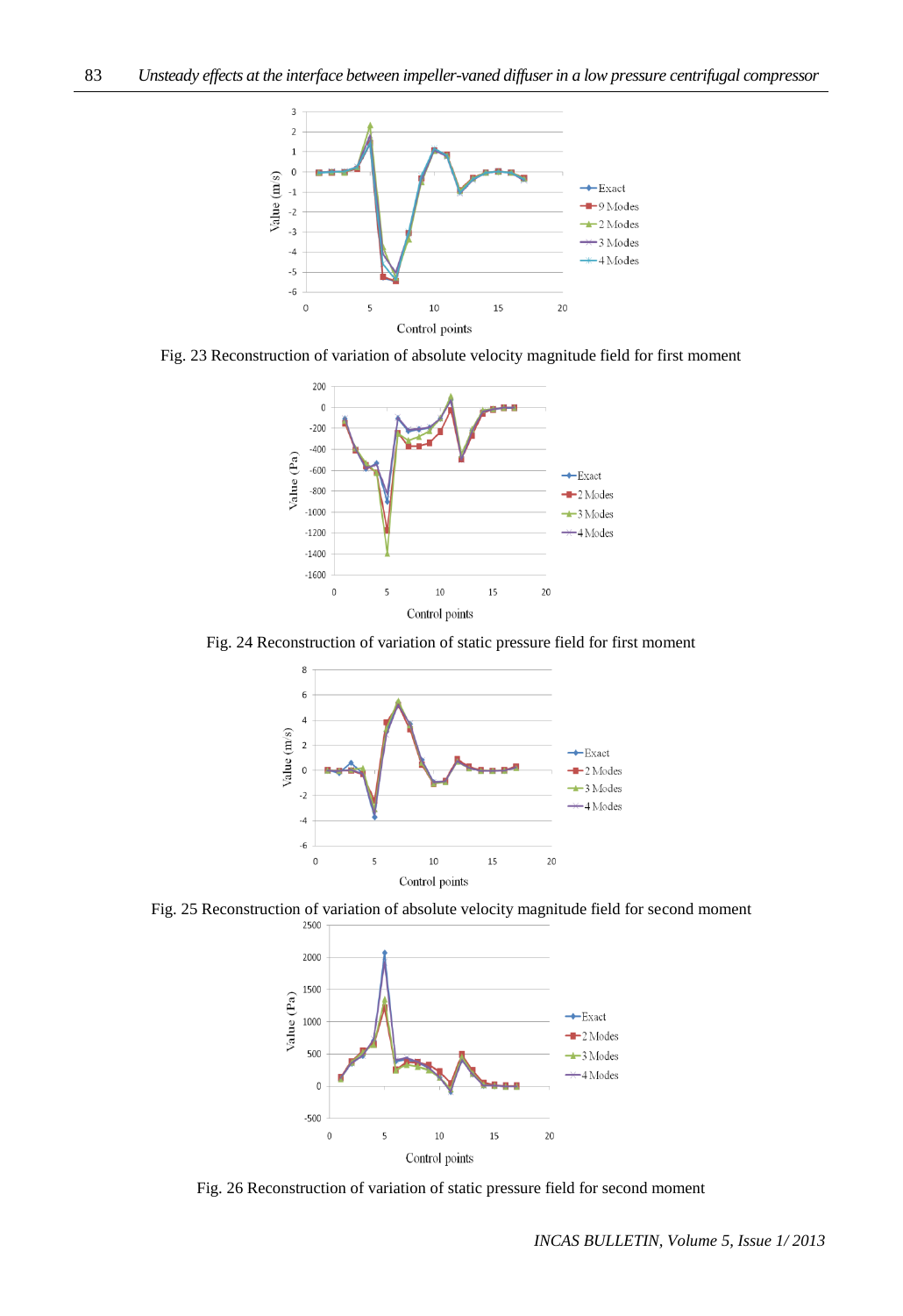Value (m/s)

3
2
1
0
-1
-2
-3
-4
-5
-6

0 5 10 15 20

Control points

Exact
9 Modes
2 Modes
3 Modes
4 Modes

Fig. 23 Reconstruction of variation of absolute velocity magnitude field for first moment

Value (Pa)

200
0
-200
-400
-600
-800
-1000
-1200
-1400
-1600

0 5 10 15 20

Control points

Exact
2 Modes
3 Modes
4 Modes

Fig. 24 Reconstruction of variation of static pressure field for first moment

Value (m/s)

8
6
4
2
0
-2
-4
-6

0 5 10 15 20

Control points

Exact
2 Modes
3 Modes
4 Modes

Fig. 25 Reconstruction of variation of absolute velocity magnitude field for second moment

Value (Pa)

2500
2000
1500
1000
500
0
-500

0 5 10 15 20

Control points

Exact
2 Modes
3 Modes
4 Modes

Fig. 26 Reconstruction of variation of static pressure field for second moment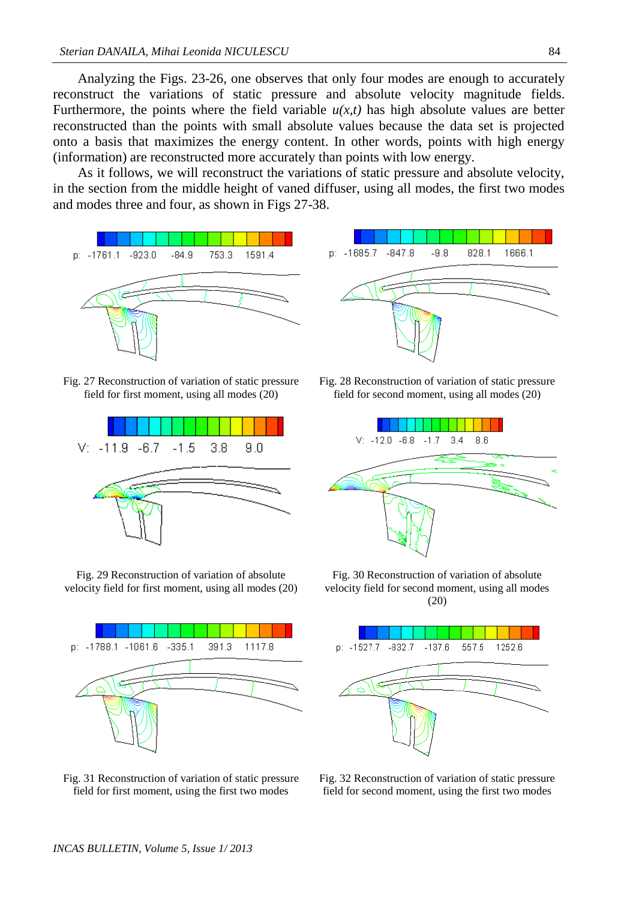Analyzing the Figs. 23-26, one observes that only four modes are enough to accurately reconstruct the variations of static pressure and absolute velocity magnitude fields. Furthermore, the points where the field variable $u(x,t)$ has high absolute values are better reconstructed than the points with small absolute values because the data set is projected onto a basis that maximizes the energy content. In other words, points with high energy (information) are reconstructed more accurately than points with low energy.

As it follows, we will reconstruct the variations of static pressure and absolute velocity, in the section from the middle height of vaned diffuser, using all modes, the first two modes and modes three and four, as shown in Figs 27-38.

p: -1761.1 -923.0 -84.9 753.3 1591.4

Fig. 27 Reconstruction of variation of static pressure field for first moment, using all modes (20)

p: -1685.7 -847.8 -9.8 828.1 1666.1

Fig. 28 Reconstruction of variation of static pressure field for second moment, using all modes (20)

V: -11.9 -6.7 -1.5 3.8 9.0

Fig. 29 Reconstruction of variation of absolute velocity field for first moment, using all modes (20)

V: -12.0 -6.8 -1.7 3.4 8.6

Fig. 30 Reconstruction of variation of absolute velocity field for second moment, using all modes (20)

p: -1788.1 -1061.6 -335.1 391.3 1117.8

Fig. 31 Reconstruction of variation of static pressure field for first moment, using the first two modes

p: -1527.7 -832.7 -137.6 557.5 1252.6

Fig. 32 Reconstruction of variation of static pressure field for second moment, using the first two modes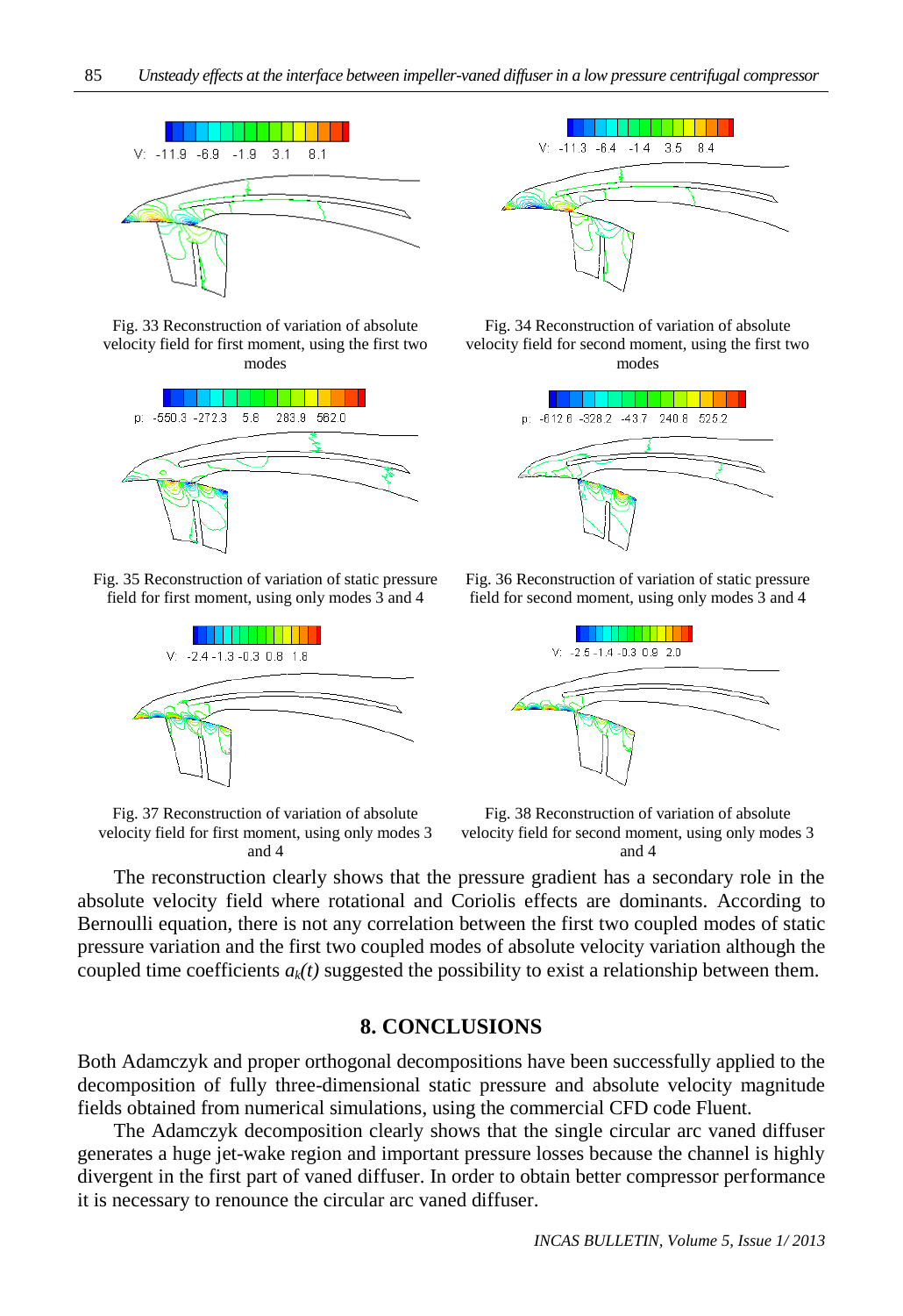V: -11.9 -6.9 -1.9 3.1 8.1

Fig. 33 Reconstruction of variation of absolute velocity field for first moment, using the first two modes

V: -11.3 -6.4 -1.4 3.5 8.4

Fig. 34 Reconstruction of variation of absolute velocity field for second moment, using the first two modes

p: -550.3 -272.3 5.6 283.9 562.0

Fig. 35 Reconstruction of variation of static pressure field for first moment, using only modes 3 and 4

p: -612.6 -328.2 -43.7 240.8 525.2

Fig. 36 Reconstruction of variation of static pressure field for second moment, using only modes 3 and 4

V: -2.4 -1.3 -0.3 0.8 1.8

Fig. 37 Reconstruction of variation of absolute velocity field for first moment, using only modes 3 and 4

V: -2.5 -1.4 -0.3 0.9 2.0

Fig. 38 Reconstruction of variation of absolute velocity field for second moment, using only modes 3 and 4

The reconstruction clearly shows that the pressure gradient has a secondary role in the absolute velocity field where rotational and Coriolis effects are dominants. According to Bernoulli equation, there is not any correlation between the first two coupled modes of static pressure variation and the first two coupled modes of absolute velocity variation although the coupled time coefficients $a_k(t)$ suggested the possibility to exist a relationship between them.

## 8. CONCLUSIONS

Both Adamczyk and proper orthogonal decompositions have been successfully applied to the decomposition of fully three-dimensional static pressure and absolute velocity magnitude fields obtained from numerical simulations, using the commercial CFD code Fluent.

The Adamczyk decomposition clearly shows that the single circular arc vaned diffuser generates a huge jet-wake region and important pressure losses because the channel is highly divergent in the first part of vaned diffuser. In order to obtain better compressor performance it is necessary to renounce the circular arc vaned diffuser.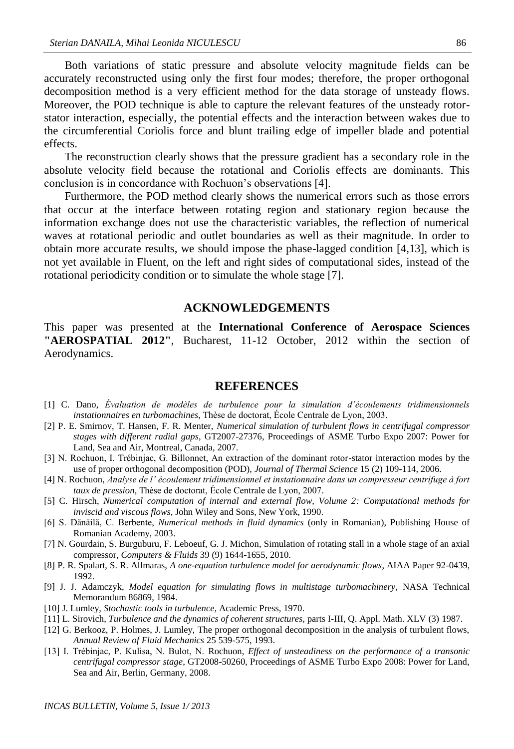Both variations of static pressure and absolute velocity magnitude fields can be accurately reconstructed using only the first four modes; therefore, the proper orthogonal decomposition method is a very efficient method for the data storage of unsteady flows. Moreover, the POD technique is able to capture the relevant features of the unsteady rotor-stator interaction, especially, the potential effects and the interaction between wakes due to the circumferential Coriolis force and blunt trailing edge of impeller blade and potential effects.

The reconstruction clearly shows that the pressure gradient has a secondary role in the absolute velocity field because the rotational and Coriolis effects are dominants. This conclusion is in concordance with Rochuon's observations [4].

Furthermore, the POD method clearly shows the numerical errors such as those errors that occur at the interface between rotating region and stationary region because the information exchange does not use the characteristic variables, the reflection of numerical waves at rotational periodic and outlet boundaries as well as their magnitude. In order to obtain more accurate results, we should impose the phase-lagged condition [4,13], which is not yet available in Fluent, on the left and right sides of computational sides, instead of the rotational periodicity condition or to simulate the whole stage [7].

## ACKNOWLEDGEMENTS

This paper was presented at the **International Conference of Aerospace Sciences "AEROSPATIAL 2012"**, Bucharest, 11-12 October, 2012 within the section of Aerodynamics.

## REFERENCES

[1] C. Dano, *Évaluation de modèles de turbulence pour la simulation d'écoulements tridimensionnels instationnaires en turbomachines*, Thèse de doctorat, École Centrale de Lyon, 2003.

[2] P. E. Smirnov, T. Hansen, F. R. Menter, *Numerical simulation of turbulent flows in centrifugal compressor stages with different radial gaps*, GT2007-27376, Proceedings of ASME Turbo Expo 2007: Power for Land, Sea and Air, Montreal, Canada, 2007.

[3] N. Rochuon, I. Trébinjac, G. Billonnet, An extraction of the dominant rotor-stator interaction modes by the use of proper orthogonal decomposition (POD), *Journal of Thermal Science* 15 (2) 109-114, 2006.

[4] N. Rochuon, *Analyse de l' écoulement tridimensionnel et instationnaire dans un compresseur centrifuge à fort taux de pression*, Thèse de doctorat, École Centrale de Lyon, 2007.

[5] C. Hirsch, *Numerical computation of internal and external flow, Volume 2: Computational methods for inviscid and viscous flows*, John Wiley and Sons, New York, 1990.

[6] S. Dănăilă, C. Berbente, *Numerical methods in fluid dynamics* (only in Romanian), Publishing House of Romanian Academy, 2003.

[7] N. Gourdain, S. Burguburu, F. Leboeuf, G. J. Michon, Simulation of rotating stall in a whole stage of an axial compressor, *Computers & Fluids* 39 (9) 1644-1655, 2010.

[8] P. R. Spalart, S. R. Allmaras, *A one-equation turbulence model for aerodynamic flows*, AIAA Paper 92-0439, 1992.

[9] J. J. Adamczyk, *Model equation for simulating flows in multistage turbomachinery*, NASA Technical Memorandum 86869, 1984.

[10] J. Lumley, *Stochastic tools in turbulence*, Academic Press, 1970.

[11] L. Sirovich, *Turbulence and the dynamics of coherent structures*, parts I-III, Q. Appl. Math. XLV (3) 1987.

[12] G. Berkooz, P. Holmes, J. Lumley, The proper orthogonal decomposition in the analysis of turbulent flows, *Annual Review of Fluid Mechanics* 25 539-575, 1993.

[13] I. Trébinjac, P. Kulisa, N. Bulot, N. Rochuon, *Effect of unsteadiness on the performance of a transonic centrifugal compressor stage*, GT2008-50260, Proceedings of ASME Turbo Expo 2008: Power for Land, Sea and Air, Berlin, Germany, 2008.